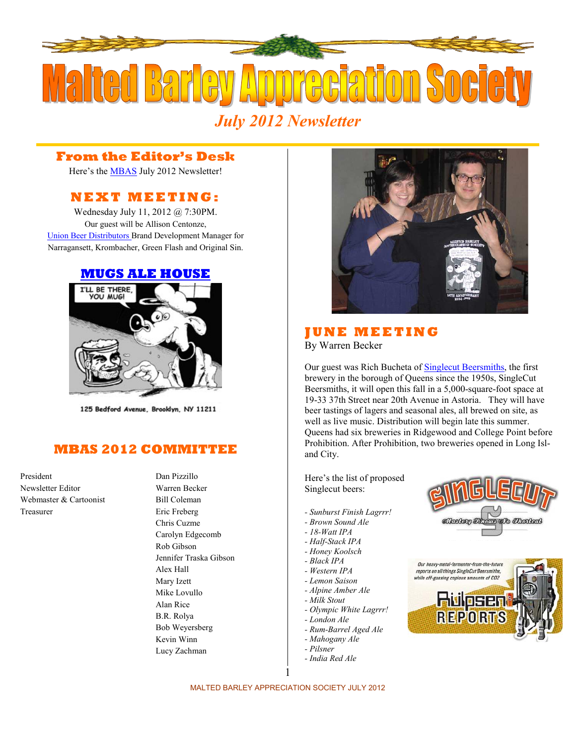# Malted Barley Appreciation Society

*July 2012 Newsletter*

## From the Editor's Desk

Here's the MBAS July 2012 Newsletter!

## NEXT MEETING:

Wednesday July 11, 2012 @ 7:30PM.
Our guest will be Allison Centonze,
Union Beer Distributors Brand Development Manager for Narragansett, Krombacher, Green Flash and Original Sin.

## MUGS ALE HOUSE

125 Bedford Avenue, Brooklyn, NY 11211

## MBAS 2012 COMMITTEE

| | |
|---|---|
| President | Dan Pizzillo |
| Newsletter Editor | Warren Becker |
| Webmaster & Cartoonist | Bill Coleman |
| Treasurer | Eric Freberg |
| | Chris Cuzme |
| | Carolyn Edgecomb |
| | Rob Gibson |
| | Jennifer Traska Gibson |
| | Alex Hall |
| | Mary Izett |
| | Mike Lovullo |
| | Alan Rice |
| | B.R. Rolya |
| | Bob Weyersberg |
| | Kevin Winn |
| | Lucy Zachman |

## JUNE MEETING

By Warren Becker

Our guest was Rich Bucheta of Singlecut Beersmiths, the first brewery in the borough of Queens since the 1950s, SingleCut Beersmiths, it will open this fall in a 5,000-square-foot space at 19-33 37th Street near 20th Avenue in Astoria. They will have beer tastings of lagers and seasonal ales, all brewed on site, as well as live music. Distribution will begin late this summer. Queens had six breweries in Ridgewood and College Point before Prohibition. After Prohibition, two breweries opened in Long Island City.

Here's the list of proposed Singlecut beers:

- *Sunburst Finish Lagrrr!*
- *Brown Sound Ale*
- *18-Watt IPA*
- *Half-Stack IPA*
- *Honey Koolsch*
- *Black IPA*
- *Western IPA*
- *Lemon Saison*
- *Alpine Amber Ale*
- *Milk Stout*
- *Olympic White Lagrrr!*
- *London Ale*
- *Rum-Barrel Aged Ale*
- *Mahogany Ale*
- *Pilsner*
- *India Red Ale*

SINGLECUT — Mastery Knows No Shortcut

Our heavy-metal-fermenter-from-the-future reports on all things SingleCut Beersmiths, while off-gassing copious amounts of CO2? Ruipsen Reports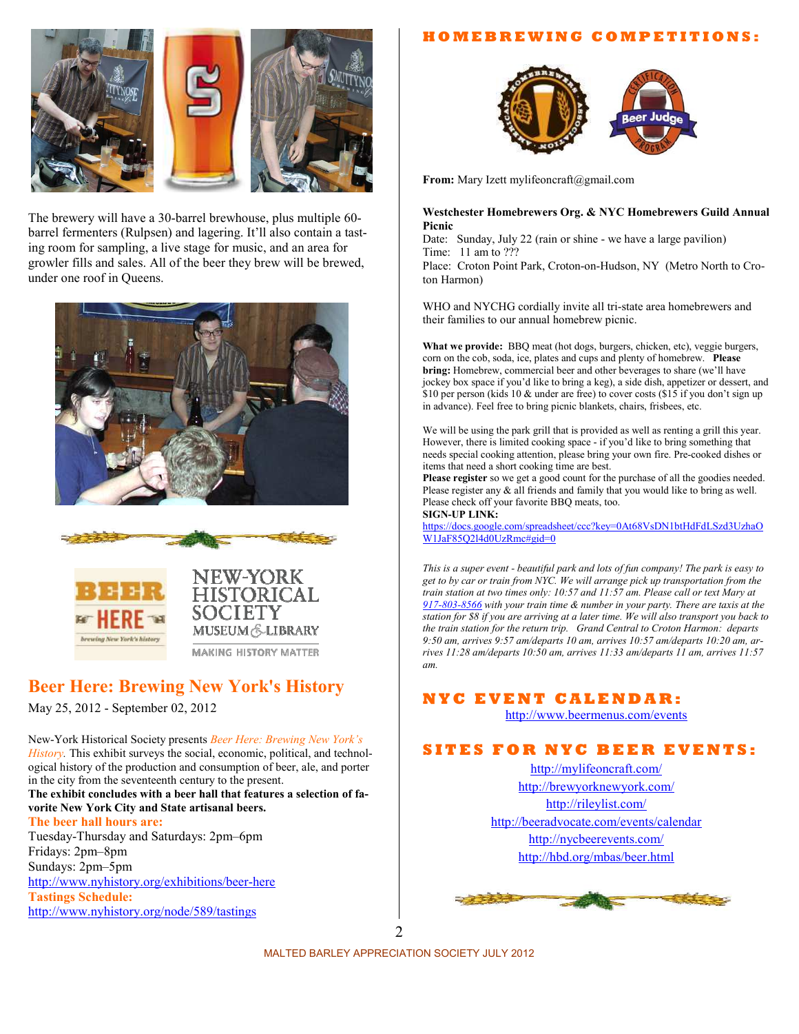The brewery will have a 30-barrel brewhouse, plus multiple 60-barrel fermenters (Rulpsen) and lagering. It'll also contain a tasting room for sampling, a live stage for music, and an area for growler fills and sales. All of the beer they brew will be brewed, under one roof in Queens.

## Beer Here: Brewing New York's History

May 25, 2012 - September 02, 2012

New-York Historical Society presents *Beer Here: Brewing New York's History.* This exhibit surveys the social, economic, political, and technological history of the production and consumption of beer, ale, and porter in the city from the seventeenth century to the present.

**The exhibit concludes with a beer hall that features a selection of favorite New York City and State artisanal beers.**

**The beer hall hours are:**

Tuesday-Thursday and Saturdays: 2pm–6pm

Fridays: 2pm–8pm

Sundays: 2pm–5pm

http://www.nyhistory.org/exhibitions/beer-here

**Tastings Schedule:**

http://www.nyhistory.org/node/589/tastings

## HOMEBREWING COMPETITIONS:

**From:** Mary Izett mylifeoncraft@gmail.com

**Westchester Homebrewers Org. & NYC Homebrewers Guild Annual Picnic**

Date: Sunday, July 22 (rain or shine - we have a large pavilion)

Time: 11 am to ???

Place: Croton Point Park, Croton-on-Hudson, NY (Metro North to Croton Harmon)

WHO and NYCHG cordially invite all tri-state area homebrewers and their families to our annual homebrew picnic.

**What we provide:** BBQ meat (hot dogs, burgers, chicken, etc), veggie burgers, corn on the cob, soda, ice, plates and cups and plenty of homebrew. **Please bring:** Homebrew, commercial beer and other beverages to share (we'll have jockey box space if you'd like to bring a keg), a side dish, appetizer or dessert, and $10 per person (kids 10 & under are free) to cover costs ($15 if you don't sign up in advance). Feel free to bring picnic blankets, chairs, frisbees, etc.

We will be using the park grill that is provided as well as renting a grill this year. However, there is limited cooking space - if you'd like to bring something that needs special cooking attention, please bring your own fire. Pre-cooked dishes or items that need a short cooking time are best.

**Please register** so we get a good count for the purchase of all the goodies needed. Please register any & all friends and family that you would like to bring as well. Please check off your favorite BBQ meats, too.

**SIGN-UP LINK:**

https://docs.google.com/spreadsheet/ccc?key=0At68VsDN1btHdFdLSzd3UzhaOW1JaF85Q2l4d0UzRmc#gid=0

*This is a super event - beautiful park and lots of fun company! The park is easy to get to by car or train from NYC. We will arrange pick up transportation from the train station at two times only: 10:57 and 11:57 am. Please call or text Mary at 917-803-8566 with your train time & number in your party. There are taxis at the station for $8 if you are arriving at a later time. We will also transport you back to the train station for the return trip. Grand Central to Croton Harmon: departs 9:50 am, arrives 9:57 am/departs 10 am, arrives 10:57 am/departs 10:20 am, arrives 11:28 am/departs 10:50 am, arrives 11:33 am/departs 11 am, arrives 11:57 am.*

## NYC EVENT CALENDAR:

http://www.beermenus.com/events

## SITES FOR NYC BEER EVENTS:

http://mylifeoncraft.com/

http://brewyorknewyork.com/

http://rileylist.com/

http://beeradvocate.com/events/calendar

http://nycbeerevents.com/

http://hbd.org/mbas/beer.html